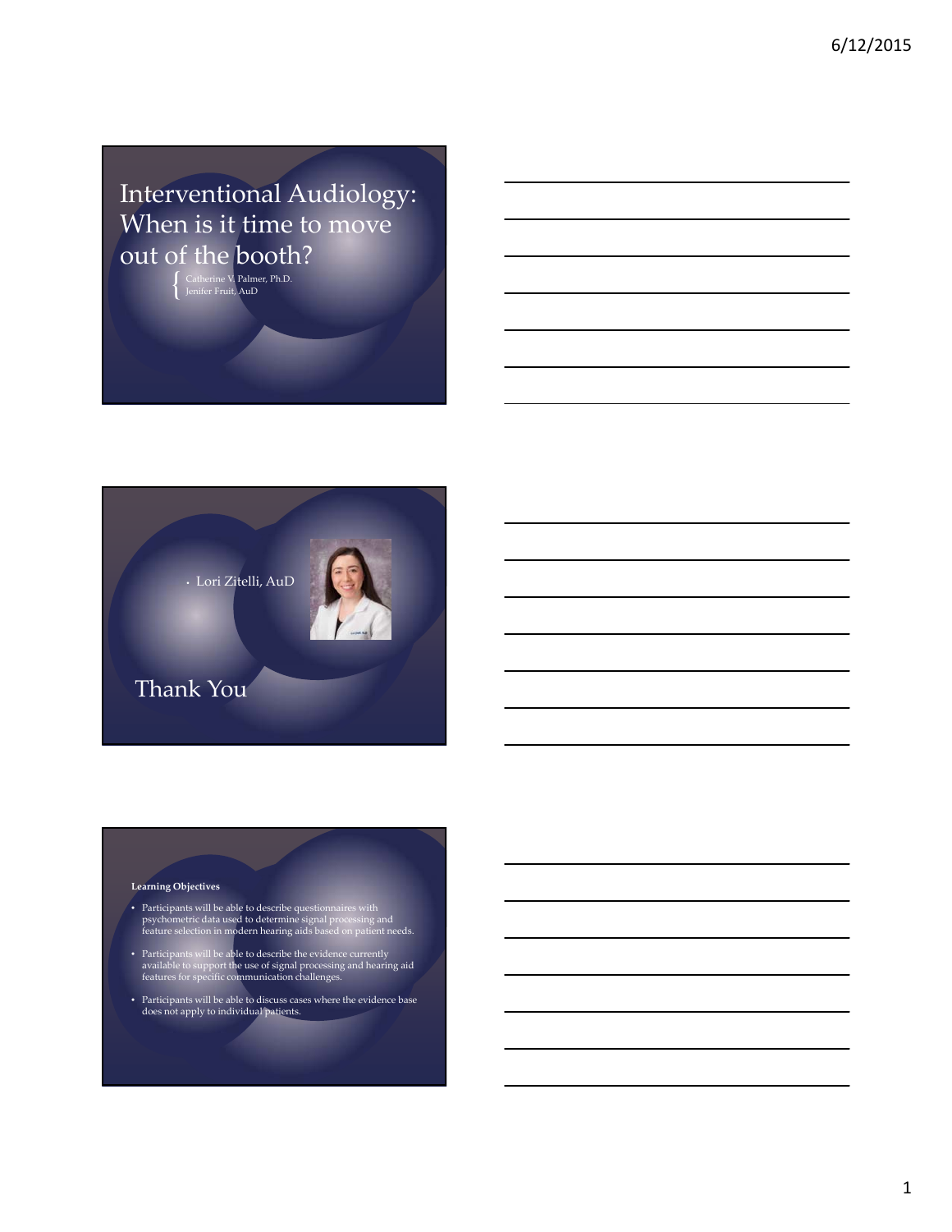# Interventional Audiology: When is it time to move out of the booth?

Catherine V. Palmer, Ph.D.
Jenifer Fruit, AuD

---

- Lori Zitelli, AuD

## Thank You

---

**Learning Objectives**

- Participants will be able to describe questionnaires with psychometric data used to determine signal processing and feature selection in modern hearing aids based on patient needs.
- Participants will be able to describe the evidence currently available to support the use of signal processing and hearing aid features for specific communication challenges.
- Participants will be able to discuss cases where the evidence base does not apply to individual patients.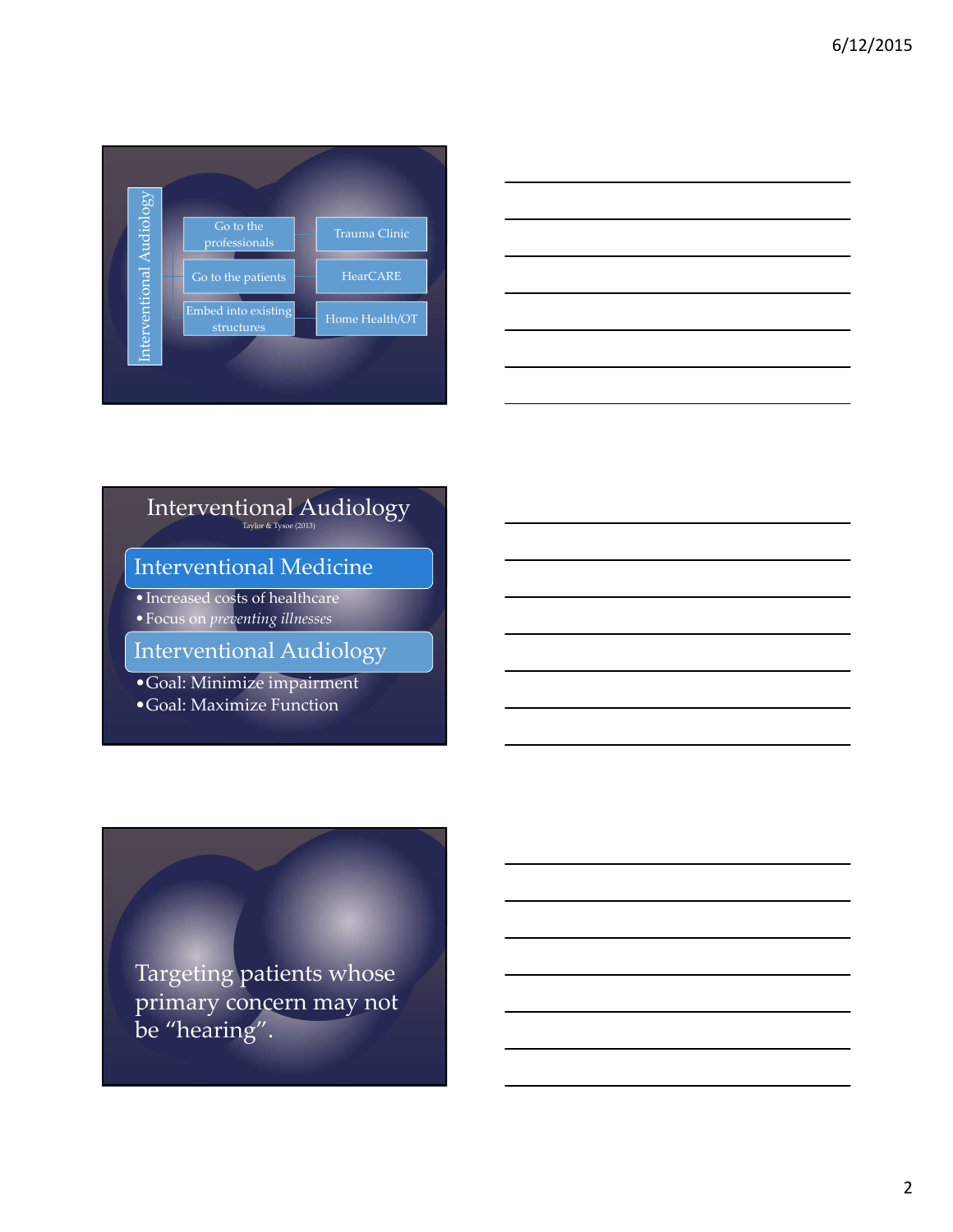## Interventional Audiology

- Go to the professionals — Trauma Clinic
- Go to the patients — HearCARE
- Embed into existing structures — Home Health/OT

## Interventional Audiology

Taylor & Tysoe (2013)

### Interventional Medicine

- Increased costs of healthcare
- Focus on *preventing illnesses*

### Interventional Audiology

- Goal: Minimize impairment
- Goal: Maximize Function

Targeting patients whose primary concern may not be "hearing".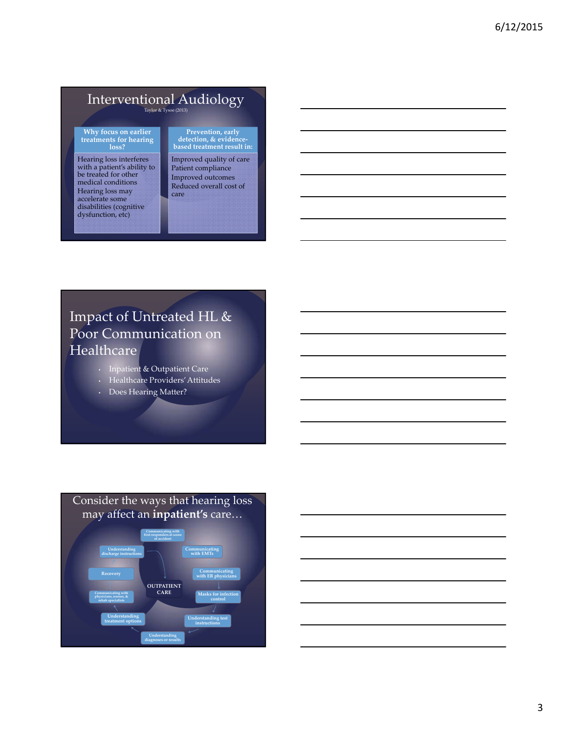## Interventional Audiology

Taylor & Tysoe (2013)

| Why focus on earlier treatments for hearing loss? | Prevention, early detection, & evidence-based treatment result in: |
| --- | --- |
| Hearing loss interferes with a patient's ability to be treated for other medical conditions<br>Hearing loss may accelerate some disabilities (cognitive dysfunction, etc) | Improved quality of care<br>Patient compliance<br>Improved outcomes<br>Reduced overall cost of care |

## Impact of Untreated HL & Poor Communication on Healthcare

- Inpatient & Outpatient Care
- Healthcare Providers' Attitudes
- Does Hearing Matter?

## Consider the ways that hearing loss may affect an **inpatient's** care…

- Communicating with first responders at scene of accident
- Communicating with EMTs
- Communicating with ER physicians
- Masks for infection control
- Understanding test instructions
- Understanding diagnoses or results
- Understanding treatment options
- Communicating with physicians, nurses, & rehab specialists
- Recovery
- Understanding discharge instructions
- OUTPATIENT CARE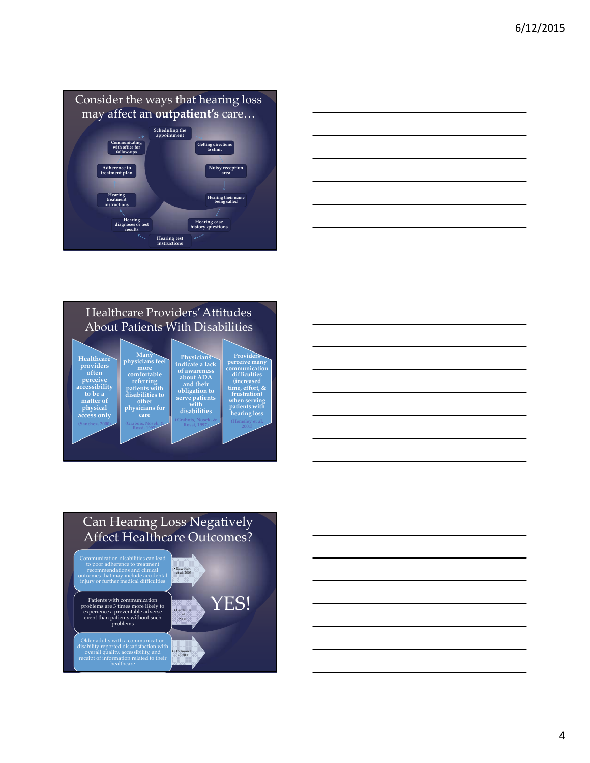## Consider the ways that hearing loss may affect an **outpatient's** care…

- Scheduling the appointment
- Getting directions to clinic
- Noisy reception area
- Hearing their name being called
- Hearing case history questions
- Hearing test instructions
- Hearing diagnoses or test results
- Hearing treatment instructions
- Adherence to treatment plan
- Communicating with office for follow-ups

## Healthcare Providers' Attitudes About Patients With Disabilities

- Healthcare providers often perceive accessibility to be a matter of physical access only (Sanchez, 2000)
- Many physicians feel more comfortable referring patients with disabilities to other physicians for care (Grabois, Nosek, & Rossi, 1997)
- Physicians indicate a lack of awareness about ADA and their obligation to serve patients with disabilities (Grabois, Nosek, & Rossi, 1997)
- Providers perceive many communication difficulties (increased time, effort, & frustration) when serving patients with hearing loss (Hemsley et al, 2001)

## Can Hearing Loss Negatively Affect Healthcare Outcomes?

- Communication disabilities can lead to poor adherence to treatment recommendations and clinical outcomes that may include accidental injury or further medical difficulties
  - Lawthers et al, 2003
- Patients with communication problems are 3 times more likely to experience a preventable adverse event than patients without such problems
  - Bartlett et al, 2008
- Older adults with a communication disability reported dissatisfaction with overall quality, accessibility, and receipt of information related to their healthcare
  - Hoffman et al, 2005

YES!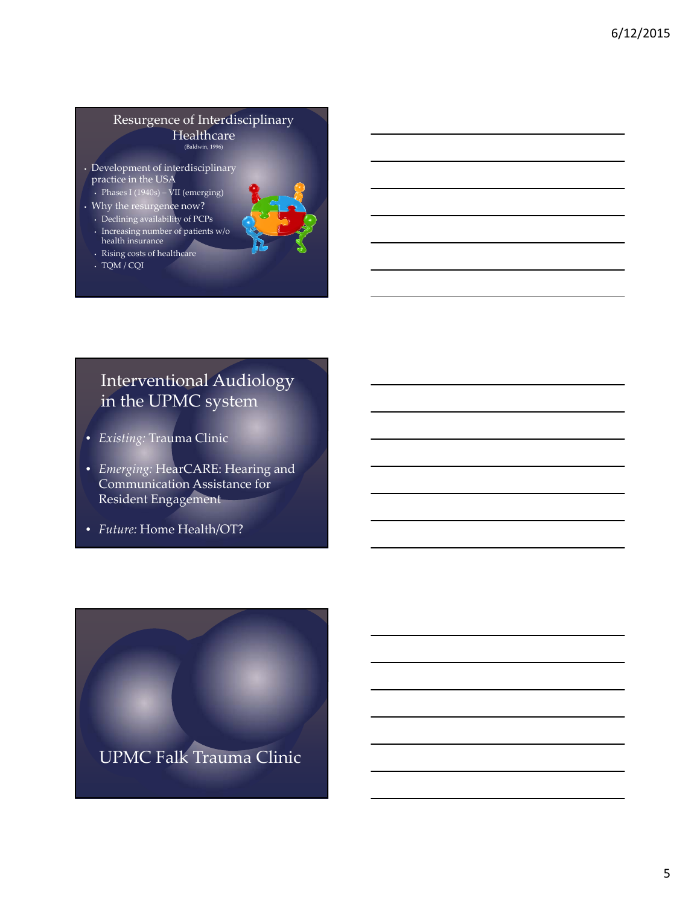## Resurgence of Interdisciplinary Healthcare

(Baldwin, 1996)

- Development of interdisciplinary practice in the USA
  - Phases I (1940s) – VII (emerging)
- Why the resurgence now?
  - Declining availability of PCPs
  - Increasing number of patients w/o health insurance
  - Rising costs of healthcare
  - TQM / CQI

## Interventional Audiology in the UPMC system

- *Existing:* Trauma Clinic
- *Emerging:* HearCARE: Hearing and Communication Assistance for Resident Engagement
- *Future:* Home Health/OT?

## UPMC Falk Trauma Clinic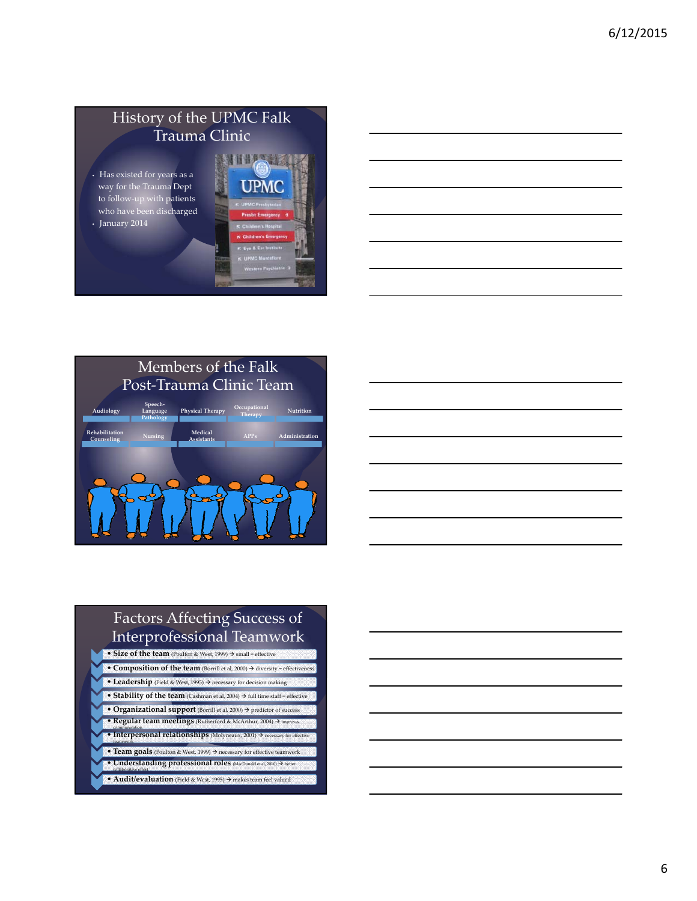## History of the UPMC Falk Trauma Clinic

- Has existed for years as a way for the Trauma Dept to follow-up with patients who have been discharged
- January 2014

## Members of the Falk Post-Trauma Clinic Team

- Audiology
- Speech-Language Pathology
- Physical Therapy
- Occupational Therapy
- Nutrition
- Rehabilitation Counseling
- Nursing
- Medical Assistants
- APPs
- Administration

## Factors Affecting Success of Interprofessional Teamwork

- **Size of the team** (Poulton & West, 1999) → small = effective
- **Composition of the team** (Borrill et al, 2000) → diversity = effectiveness
- **Leadership** (Field & West, 1995) → necessary for decision making
- **Stability of the team** (Cashman et al, 2004) → full time staff = effective
- **Organizational support** (Borrill et al, 2000) → predictor of success
- **Regular team meetings** (Rutherford & McArthur, 2004) → improves communication
- **Interpersonal relationships** (Molyneaux, 2001) → necessary for effective teamwork
- **Team goals** (Poulton & West, 1999) → necessary for effective teamwork
- **Understanding professional roles** (MacDonald et al, 2010) → better collaborative effort
- **Audit/evaluation** (Field & West, 1995) → makes team feel valued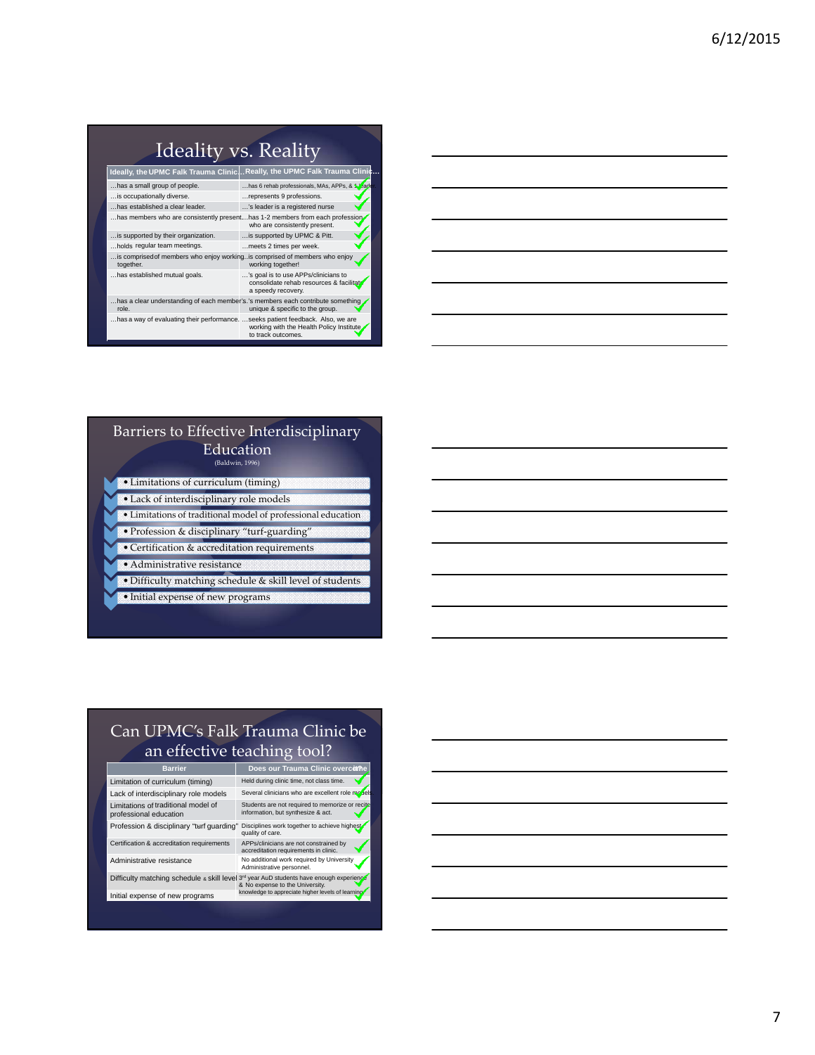## Ideality vs. Reality

| Ideally, the UPMC Falk Trauma Clinic… | …Really, the UPMC Falk Trauma Clinic… |
| --- | --- |
| …has a small group of people. | …has 6 rehab professionals, MAs, APPs, & 1 leader. ✓ |
| …is occupationally diverse. | …represents 9 professions. ✓ |
| …has established a clear leader. | …'s leader is a registered nurse ✓ |
| …has members who are consistently present. | …has 1-2 members from each profession who are consistently present. ✓ |
| …is supported by their organization. | …is supported by UPMC & Pitt. ✓ |
| …holds regular team meetings. | …meets 2 times per week. ✓ |
| …is comprised of members who enjoy working together. | …is comprised of members who enjoy working together! ✓ |
| …has established mutual goals. | …'s goal is to use APPs/clinicians to consolidate rehab resources & facilitate a speedy recovery. ✓ |
| …has a clear understanding of each member's role. | …'s members each contribute something unique & specific to the group. ✓ |
| …has a way of evaluating their performance. | …seeks patient feedback. Also, we are working with the Health Policy Institute to track outcomes. ✓ |

## Barriers to Effective Interdisciplinary Education

(Baldwin, 1996)

- Limitations of curriculum (timing)
- Lack of interdisciplinary role models
- Limitations of traditional model of professional education
- Profession & disciplinary "turf-guarding"
- Certification & accreditation requirements
- Administrative resistance
- Difficulty matching schedule & skill level of students
- Initial expense of new programs

## Can UPMC's Falk Trauma Clinic be an effective teaching tool?

| Barrier | Does our Trauma Clinic overcome? |
| --- | --- |
| Limitation of curriculum (timing) | Held during clinic time, not class time. ✓ |
| Lack of interdisciplinary role models | Several clinicians who are excellent role models ✓ |
| Limitations of traditional model of professional education | Students are not required to memorize or recite information, but synthesize & act. ✓ |
| Profession & disciplinary "turf guarding" | Disciplines work together to achieve highest quality of care. ✓ |
| Certification & accreditation requirements | APPs/clinicians are not constrained by accreditation requirements in clinic. ✓ |
| Administrative resistance | No additional work required by University Administrative personnel. ✓ |
| Difficulty matching schedule & skill level | 3rd year AuD students have enough experience & knowledge to appreciate higher levels of learning ✓ |
| Initial expense of new programs | No expense to the University. ✓ |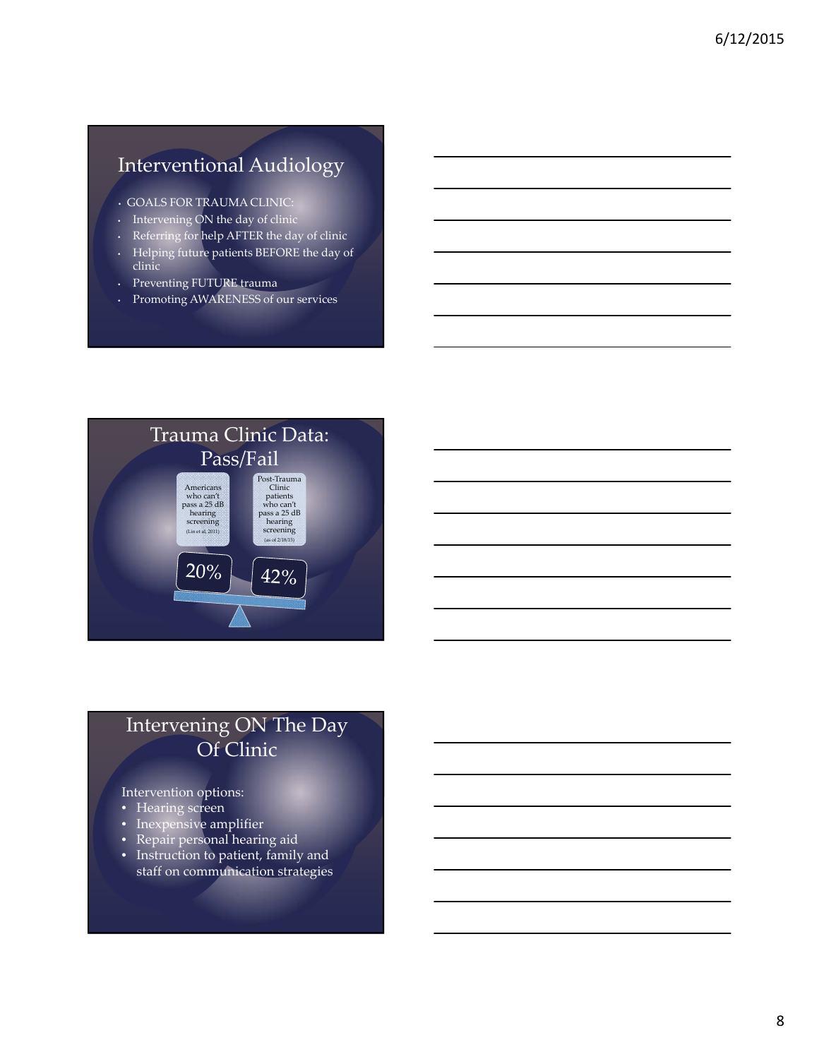## Interventional Audiology

- GOALS FOR TRAUMA CLINIC:
- Intervening ON the day of clinic
- Referring for help AFTER the day of clinic
- Helping future patients BEFORE the day of clinic
- Preventing FUTURE trauma
- Promoting AWARENESS of our services

## Trauma Clinic Data: Pass/Fail

| Americans who can't pass a 25 dB hearing screening (Lin et al, 2011) | Post-Trauma Clinic patients who can't pass a 25 dB hearing screening (as of 2/18/15) |
| --- | --- |
| 20% | 42% |

## Intervening ON The Day Of Clinic

Intervention options:

- Hearing screen
- Inexpensive amplifier
- Repair personal hearing aid
- Instruction to patient, family and staff on communication strategies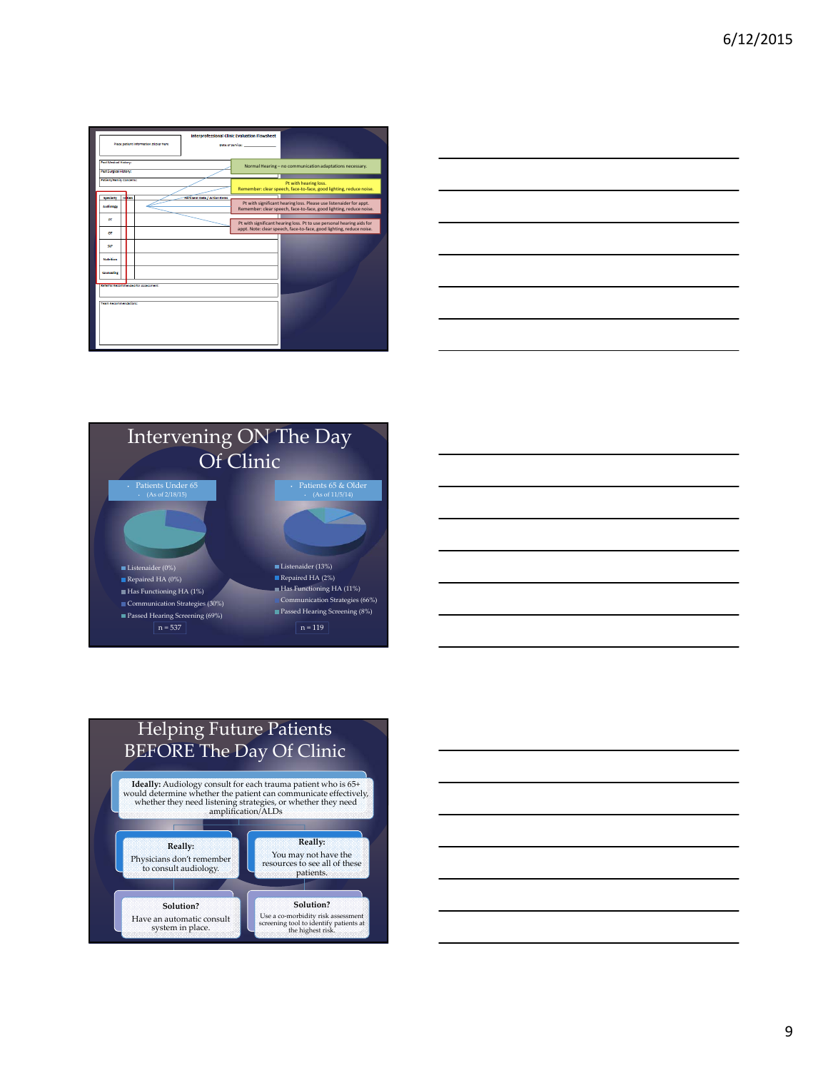Interprofessional Clinic Evaluation Flowsheet

Place patient information sticker here

Date of service: ___________

Past Medical History:

Past Surgical History:

Patient/Family Concerns:

| Specialty | Initials | Pertinent Data / Action Items |
| --- | --- | --- |
| Audiology | | |
| PT | | |
| OT | | |
| SLP | | |
| Nutrition | | |
| Counseling | | |

Referrals Recommended for Assessment:

Team Recommendations:

Normal Hearing – no communication adaptations necessary.

Pt with hearing loss. Remember: clear speech, face-to-face, good lighting, reduce noise.

Pt with significant hearing loss. Please use listenaider for appt. Remember: clear speech, face-to-face, good lighting, reduce noise.

Pt with significant hearing loss. Pt to use personal hearing aids for appt. Note: clear speech, face-to-face, good lighting, reduce noise.

# Intervening ON The Day Of Clinic

- Patients Under 65
  - (As of 2/18/15)

- Listenaider (0%)
- Repaired HA (0%)
- Has Functioning HA (1%)
- Communication Strategies (30%)
- Passed Hearing Screening (69%)

n = 537

- Patients 65 & Older
  - (As of 11/5/14)

- Listenaider (13%)
- Repaired HA (2%)
- Has Functioning HA (11%)
- Communication Strategies (66%)
- Passed Hearing Screening (8%)

n = 119

# Helping Future Patients BEFORE The Day Of Clinic

**Ideally:** Audiology consult for each trauma patient who is 65+ would determine whether the patient can communicate effectively, whether they need listening strategies, or whether they need amplification/ALDs

**Really:** Physicians don't remember to consult audiology.

**Really:** You may not have the resources to see all of these patients.

**Solution?** Have an automatic consult system in place.

**Solution?** Use a co-morbidity risk assessment screening tool to identify patients at the highest risk.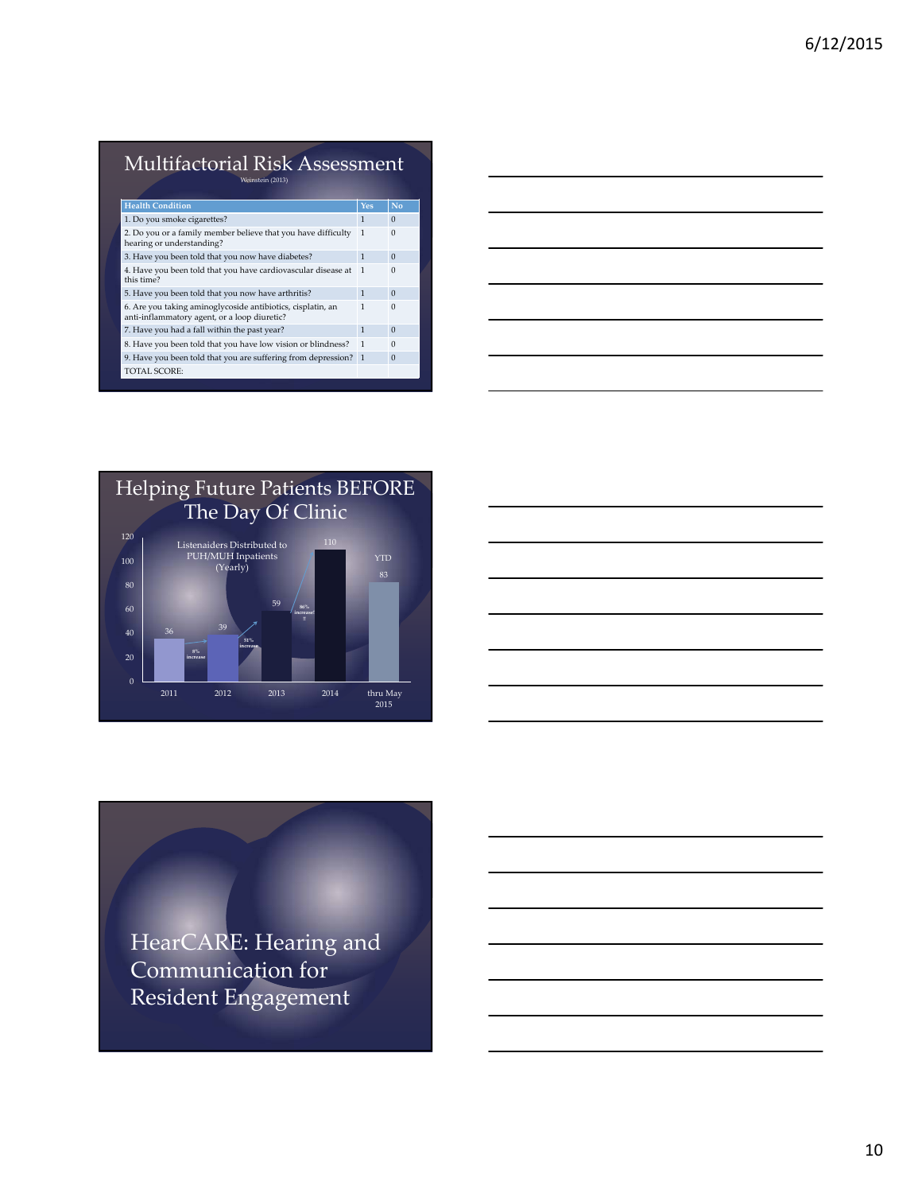## Multifactorial Risk Assessment

Weinstein (2013)

| Health Condition | Yes | No |
|---|---|---|
| 1. Do you smoke cigarettes? | 1 | 0 |
| 2. Do you or a family member believe that you have difficulty hearing or understanding? | 1 | 0 |
| 3. Have you been told that you now have diabetes? | 1 | 0 |
| 4. Have you been told that you have cardiovascular disease at this time? | 1 | 0 |
| 5. Have you been told that you now have arthritis? | 1 | 0 |
| 6. Are you taking aminoglycoside antibiotics, cisplatin, an anti-inflammatory agent, or a loop diuretic? | 1 | 0 |
| 7. Have you had a fall within the past year? | 1 | 0 |
| 8. Have you been told that you have low vision or blindness? | 1 | 0 |
| 9. Have you been told that you are suffering from depression? | 1 | 0 |
| TOTAL SCORE: | | |

## Helping Future Patients BEFORE The Day Of Clinic

Listenaiders Distributed to PUH/MUH Inpatients (Yearly)

| Year | Listenaiders Distributed | Change |
|---|---|---|
| 2011 | 36 | |
| 2012 | 39 | 8% increase |
| 2013 | 59 | 51% increase |
| 2014 | 110 | 86% increase!! |
| thru May 2015 (YTD) | 83 | |

## HearCARE: Hearing and Communication for Resident Engagement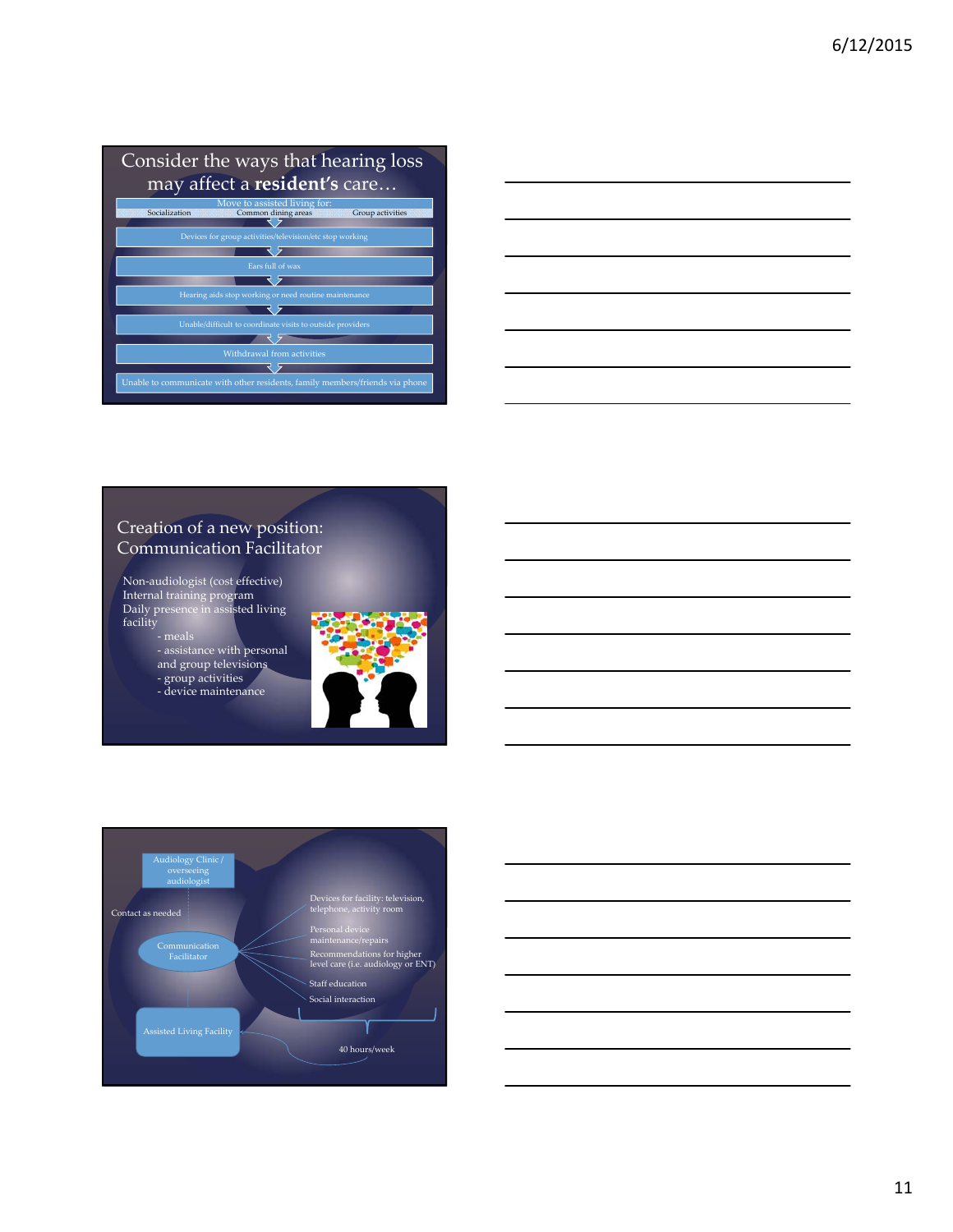## Consider the ways that hearing loss may affect a **resident's** care…

- Move to assisted living for:
  - Socialization
  - Common dining areas
  - Group activities
- Devices for group activities/television/etc stop working
- Ears full of wax
- Hearing aids stop working or need routine maintenance
- Unable/difficult to coordinate visits to outside providers
- Withdrawal from activities
- Unable to communicate with other residents, family members/friends via phone

## Creation of a new position: Communication Facilitator

Non-audiologist (cost effective)
Internal training program
Daily presence in assisted living facility

- meals
- assistance with personal and group televisions
- group activities
- device maintenance

Audiology Clinic / overseeing audiologist

Contact as needed

Communication Facilitator

- Devices for facility: television, telephone, activity room
- Personal device maintenance/repairs
- Recommendations for higher level care (i.e. audiology or ENT)
- Staff education
- Social interaction

Assisted Living Facility

40 hours/week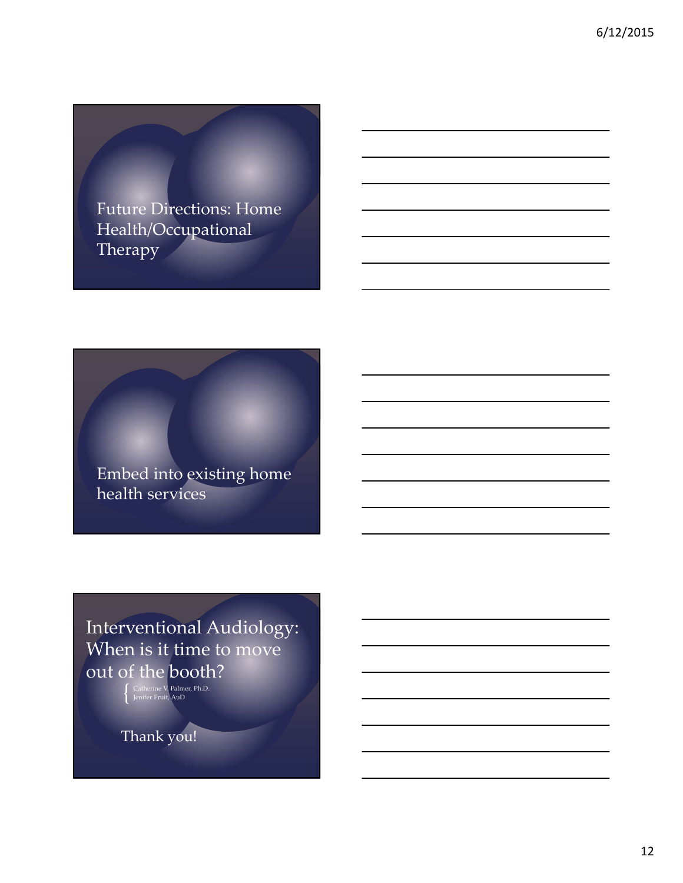Future Directions: Home Health/Occupational Therapy

Embed into existing home health services

Interventional Audiology: When is it time to move out of the booth?

Catherine V. Palmer, Ph.D.
Jenifer Fruit, AuD

Thank you!